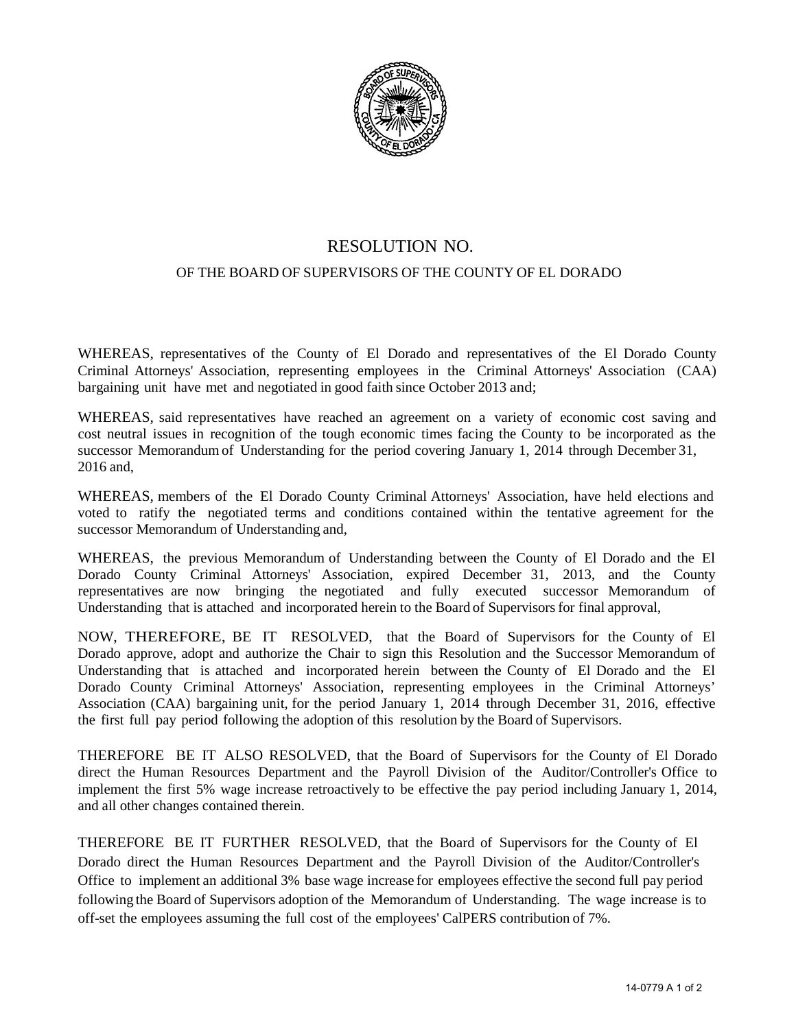# RESOLUTION NO.

## OF THE BOARD OF SUPERVISORS OF THE COUNTY OF EL DORADO

WHEREAS, representatives of the County of El Dorado and representatives of the El Dorado County Criminal Attorneys' Association, representing employees in the Criminal Attorneys' Association (CAA) bargaining unit have met and negotiated in good faith since October 2013 and;

WHEREAS, said representatives have reached an agreement on a variety of economic cost saving and cost neutral issues in recognition of the tough economic times facing the County to be incorporated as the successor Memorandum of Understanding for the period covering January 1, 2014 through December 31, 2016 and,

WHEREAS, members of the El Dorado County Criminal Attorneys' Association, have held elections and voted to ratify the negotiated terms and conditions contained within the tentative agreement for the successor Memorandum of Understanding and,

WHEREAS, the previous Memorandum of Understanding between the County of El Dorado and the El Dorado County Criminal Attorneys' Association, expired December 31, 2013, and the County representatives are now bringing the negotiated and fully executed successor Memorandum of Understanding that is attached and incorporated herein to the Board of Supervisors for final approval,

NOW, THEREFORE, BE IT RESOLVED, that the Board of Supervisors for the County of El Dorado approve, adopt and authorize the Chair to sign this Resolution and the Successor Memorandum of Understanding that is attached and incorporated herein between the County of El Dorado and the El Dorado County Criminal Attorneys' Association, representing employees in the Criminal Attorneys' Association (CAA) bargaining unit, for the period January 1, 2014 through December 31, 2016, effective the first full pay period following the adoption of this resolution by the Board of Supervisors.

THEREFORE BE IT ALSO RESOLVED, that the Board of Supervisors for the County of El Dorado direct the Human Resources Department and the Payroll Division of the Auditor/Controller's Office to implement the first 5% wage increase retroactively to be effective the pay period including January 1, 2014, and all other changes contained therein.

THEREFORE BE IT FURTHER RESOLVED, that the Board of Supervisors for the County of El Dorado direct the Human Resources Department and the Payroll Division of the Auditor/Controller's Office to implement an additional 3% base wage increase for employees effective the second full pay period following the Board of Supervisors adoption of the Memorandum of Understanding. The wage increase is to off-set the employees assuming the full cost of the employees' CalPERS contribution of 7%.

14-0779 A 1 of 2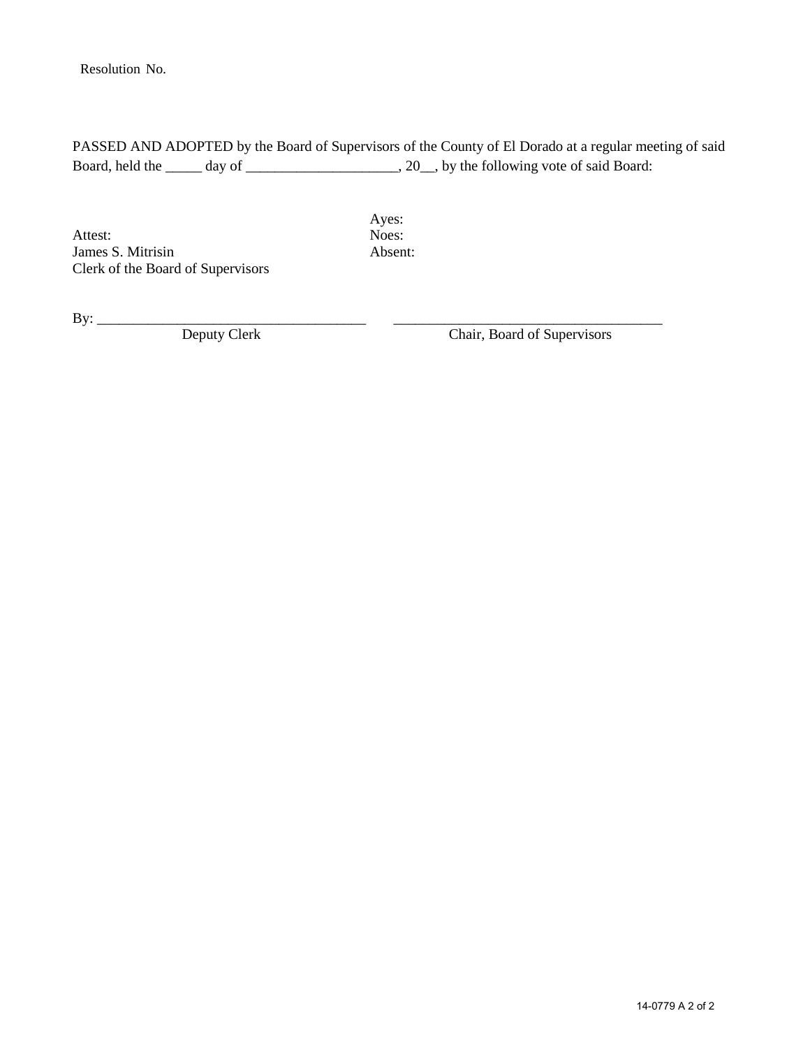Resolution No.

PASSED AND ADOPTED by the Board of Supervisors of the County of El Dorado at a regular meeting of said Board, held the _____ day of _____________________, 20__, by the following vote of said Board:

Ayes:
Noes:
Absent:

Attest:
James S. Mitrisin
Clerk of the Board of Supervisors

By: ______________________________________
Deputy Clerk

______________________________________
Chair, Board of Supervisors